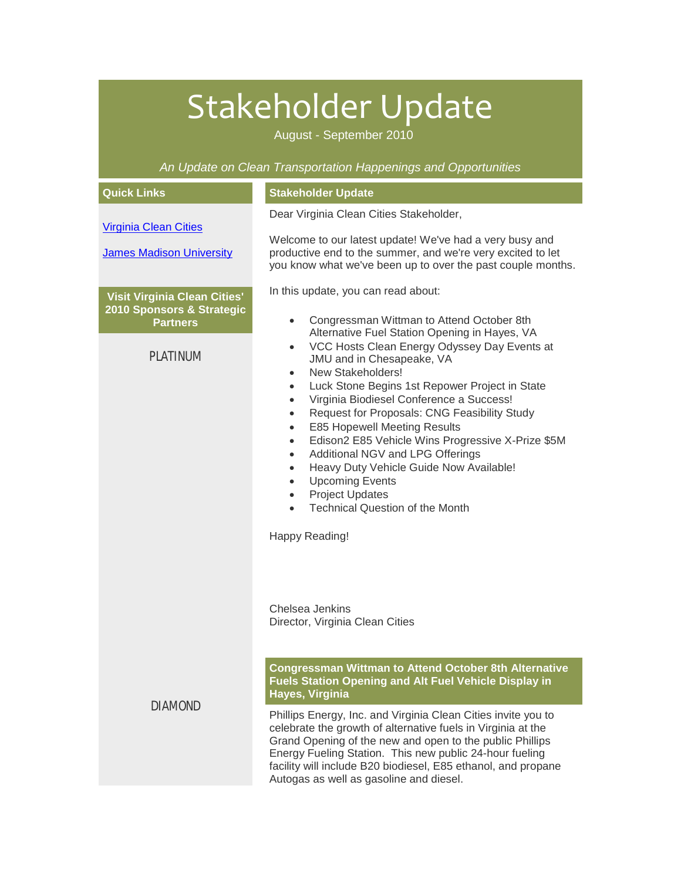# Stakeholder Update

August - September 2010

*An Update on Clean Transportation Happenings and Opportunities*

### Quick Links

[Virginia Clean Cities](#)

[James Madison University](#)

**Visit Virginia Clean Cities' 2010 Sponsors & Strategic Partners**

PLATINUM

DIAMOND

### Stakeholder Update

Dear Virginia Clean Cities Stakeholder,

Welcome to our latest update! We've had a very busy and productive end to the summer, and we're very excited to let you know what we've been up to over the past couple months.

In this update, you can read about:

- Congressman Wittman to Attend October 8th Alternative Fuel Station Opening in Hayes, VA
- VCC Hosts Clean Energy Odyssey Day Events at JMU and in Chesapeake, VA
- New Stakeholders!
- Luck Stone Begins 1st Repower Project in State
- Virginia Biodiesel Conference a Success!
- Request for Proposals: CNG Feasibility Study
- E85 Hopewell Meeting Results
- Edison2 E85 Vehicle Wins Progressive X-Prize $5M
- Additional NGV and LPG Offerings
- Heavy Duty Vehicle Guide Now Available!
- Upcoming Events
- Project Updates
- Technical Question of the Month

Happy Reading!

Chelsea Jenkins
Director, Virginia Clean Cities

### Congressman Wittman to Attend October 8th Alternative Fuels Station Opening and Alt Fuel Vehicle Display in Hayes, Virginia

Phillips Energy, Inc. and Virginia Clean Cities invite you to celebrate the growth of alternative fuels in Virginia at the Grand Opening of the new and open to the public Phillips Energy Fueling Station. This new public 24-hour fueling facility will include B20 biodiesel, E85 ethanol, and propane Autogas as well as gasoline and diesel.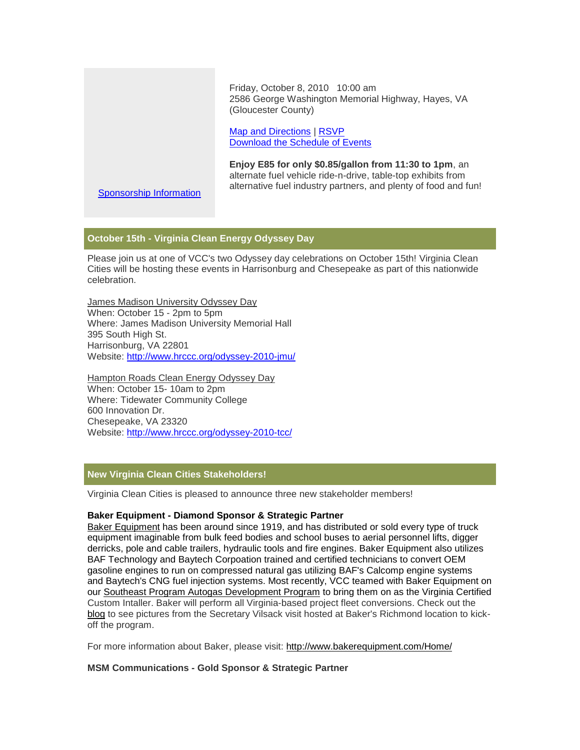Sponsorship Information

Friday, October 8, 2010   10:00 am
2586 George Washington Memorial Highway, Hayes, VA (Gloucester County)

Map and Directions | RSVP
Download the Schedule of Events

**Enjoy E85 for only $0.85/gallon from 11:30 to 1pm**, an alternate fuel vehicle ride-n-drive, table-top exhibits from alternative fuel industry partners, and plenty of food and fun!

## October 15th - Virginia Clean Energy Odyssey Day

Please join us at one of VCC's two Odyssey day celebrations on October 15th! Virginia Clean Cities will be hosting these events in Harrisonburg and Chesepeake as part of this nationwide celebration.

James Madison University Odyssey Day
When: October 15 - 2pm to 5pm
Where: James Madison University Memorial Hall
395 South High St.
Harrisonburg, VA 22801
Website: http://www.hrccc.org/odyssey-2010-jmu/

Hampton Roads Clean Energy Odyssey Day
When: October 15- 10am to 2pm
Where: Tidewater Community College
600 Innovation Dr.
Chesepeake, VA 23320
Website: http://www.hrccc.org/odyssey-2010-tcc/

## New Virginia Clean Cities Stakeholders!

Virginia Clean Cities is pleased to announce three new stakeholder members!

**Baker Equipment - Diamond Sponsor & Strategic Partner**

Baker Equipment has been around since 1919, and has distributed or sold every type of truck equipment imaginable from bulk feed bodies and school buses to aerial personnel lifts, digger derricks, pole and cable trailers, hydraulic tools and fire engines. Baker Equipment also utilizes BAF Technology and Baytech Corpoation trained and certified technicians to convert OEM gasoline engines to run on compressed natural gas utilizing BAF's Calcomp engine systems and Baytech's CNG fuel injection systems. Most recently, VCC teamed with Baker Equipment on our Southeast Program Autogas Development Program to bring them on as the Virginia Certified Custom Intaller. Baker will perform all Virginia-based project fleet conversions. Check out the blog to see pictures from the Secretary Vilsack visit hosted at Baker's Richmond location to kick-off the program.

For more information about Baker, please visit: http://www.bakerequipment.com/Home/

**MSM Communications - Gold Sponsor & Strategic Partner**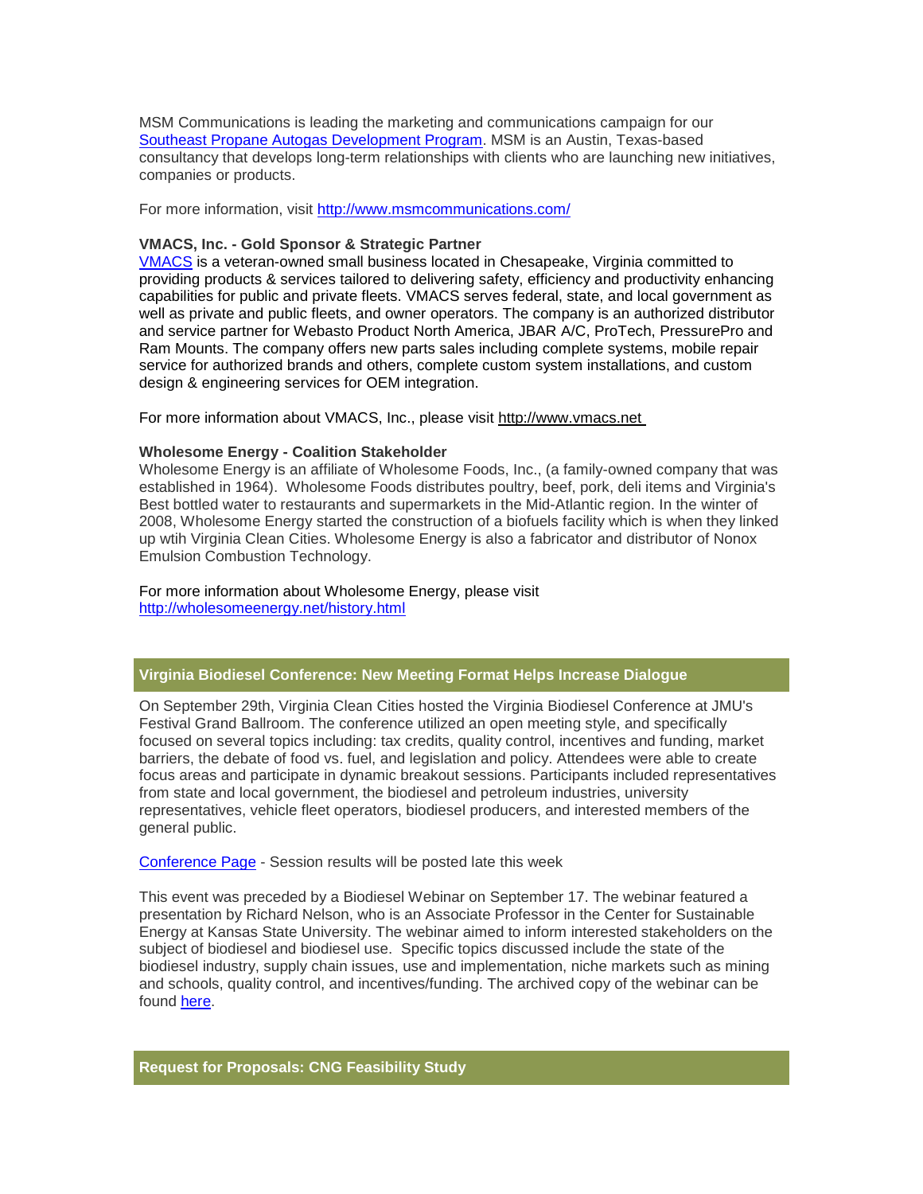MSM Communications is leading the marketing and communications campaign for our Southeast Propane Autogas Development Program. MSM is an Austin, Texas-based consultancy that develops long-term relationships with clients who are launching new initiatives, companies or products.

For more information, visit http://www.msmcommunications.com/

**VMACS, Inc. - Gold Sponsor & Strategic Partner**
VMACS is a veteran-owned small business located in Chesapeake, Virginia committed to providing products & services tailored to delivering safety, efficiency and productivity enhancing capabilities for public and private fleets. VMACS serves federal, state, and local government as well as private and public fleets, and owner operators. The company is an authorized distributor and service partner for Webasto Product North America, JBAR A/C, ProTech, PressurePro and Ram Mounts. The company offers new parts sales including complete systems, mobile repair service for authorized brands and others, complete custom system installations, and custom design & engineering services for OEM integration.

For more information about VMACS, Inc., please visit http://www.vmacs.net

**Wholesome Energy - Coalition Stakeholder**
Wholesome Energy is an affiliate of Wholesome Foods, Inc., (a family-owned company that was established in 1964). Wholesome Foods distributes poultry, beef, pork, deli items and Virginia's Best bottled water to restaurants and supermarkets in the Mid-Atlantic region. In the winter of 2008, Wholesome Energy started the construction of a biofuels facility which is when they linked up wtih Virginia Clean Cities. Wholesome Energy is also a fabricator and distributor of Nonox Emulsion Combustion Technology.

For more information about Wholesome Energy, please visit http://wholesomeenergy.net/history.html

## Virginia Biodiesel Conference: New Meeting Format Helps Increase Dialogue

On September 29th, Virginia Clean Cities hosted the Virginia Biodiesel Conference at JMU's Festival Grand Ballroom. The conference utilized an open meeting style, and specifically focused on several topics including: tax credits, quality control, incentives and funding, market barriers, the debate of food vs. fuel, and legislation and policy. Attendees were able to create focus areas and participate in dynamic breakout sessions. Participants included representatives from state and local government, the biodiesel and petroleum industries, university representatives, vehicle fleet operators, biodiesel producers, and interested members of the general public.

Conference Page - Session results will be posted late this week

This event was preceded by a Biodiesel Webinar on September 17. The webinar featured a presentation by Richard Nelson, who is an Associate Professor in the Center for Sustainable Energy at Kansas State University. The webinar aimed to inform interested stakeholders on the subject of biodiesel and biodiesel use. Specific topics discussed include the state of the biodiesel industry, supply chain issues, use and implementation, niche markets such as mining and schools, quality control, and incentives/funding. The archived copy of the webinar can be found here.

## Request for Proposals: CNG Feasibility Study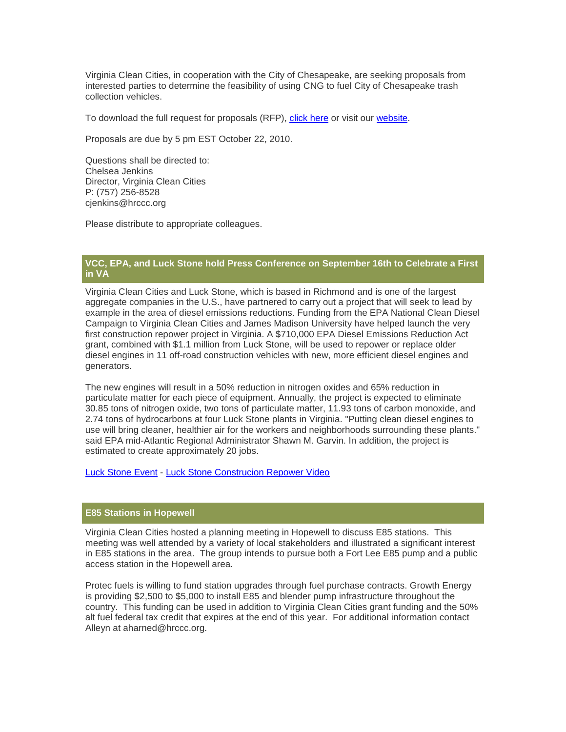Virginia Clean Cities, in cooperation with the City of Chesapeake, are seeking proposals from interested parties to determine the feasibility of using CNG to fuel City of Chesapeake trash collection vehicles.

To download the full request for proposals (RFP), click here or visit our website.

Proposals are due by 5 pm EST October 22, 2010.

Questions shall be directed to:
Chelsea Jenkins
Director, Virginia Clean Cities
P: (757) 256-8528
cjenkins@hrccc.org

Please distribute to appropriate colleagues.

## VCC, EPA, and Luck Stone hold Press Conference on September 16th to Celebrate a First in VA

Virginia Clean Cities and Luck Stone, which is based in Richmond and is one of the largest aggregate companies in the U.S., have partnered to carry out a project that will seek to lead by example in the area of diesel emissions reductions. Funding from the EPA National Clean Diesel Campaign to Virginia Clean Cities and James Madison University have helped launch the very first construction repower project in Virginia. A $710,000 EPA Diesel Emissions Reduction Act grant, combined with $1.1 million from Luck Stone, will be used to repower or replace older diesel engines in 11 off-road construction vehicles with new, more efficient diesel engines and generators.

The new engines will result in a 50% reduction in nitrogen oxides and 65% reduction in particulate matter for each piece of equipment. Annually, the project is expected to eliminate 30.85 tons of nitrogen oxide, two tons of particulate matter, 11.93 tons of carbon monoxide, and 2.74 tons of hydrocarbons at four Luck Stone plants in Virginia. "Putting clean diesel engines to use will bring cleaner, healthier air for the workers and neighborhoods surrounding these plants." said EPA mid-Atlantic Regional Administrator Shawn M. Garvin. In addition, the project is estimated to create approximately 20 jobs.

Luck Stone Event - Luck Stone Construcion Repower Video

## E85 Stations in Hopewell

Virginia Clean Cities hosted a planning meeting in Hopewell to discuss E85 stations. This meeting was well attended by a variety of local stakeholders and illustrated a significant interest in E85 stations in the area. The group intends to pursue both a Fort Lee E85 pump and a public access station in the Hopewell area.

Protec fuels is willing to fund station upgrades through fuel purchase contracts. Growth Energy is providing $2,500 to $5,000 to install E85 and blender pump infrastructure throughout the country. This funding can be used in addition to Virginia Clean Cities grant funding and the 50% alt fuel federal tax credit that expires at the end of this year. For additional information contact Alleyn at aharned@hrccc.org.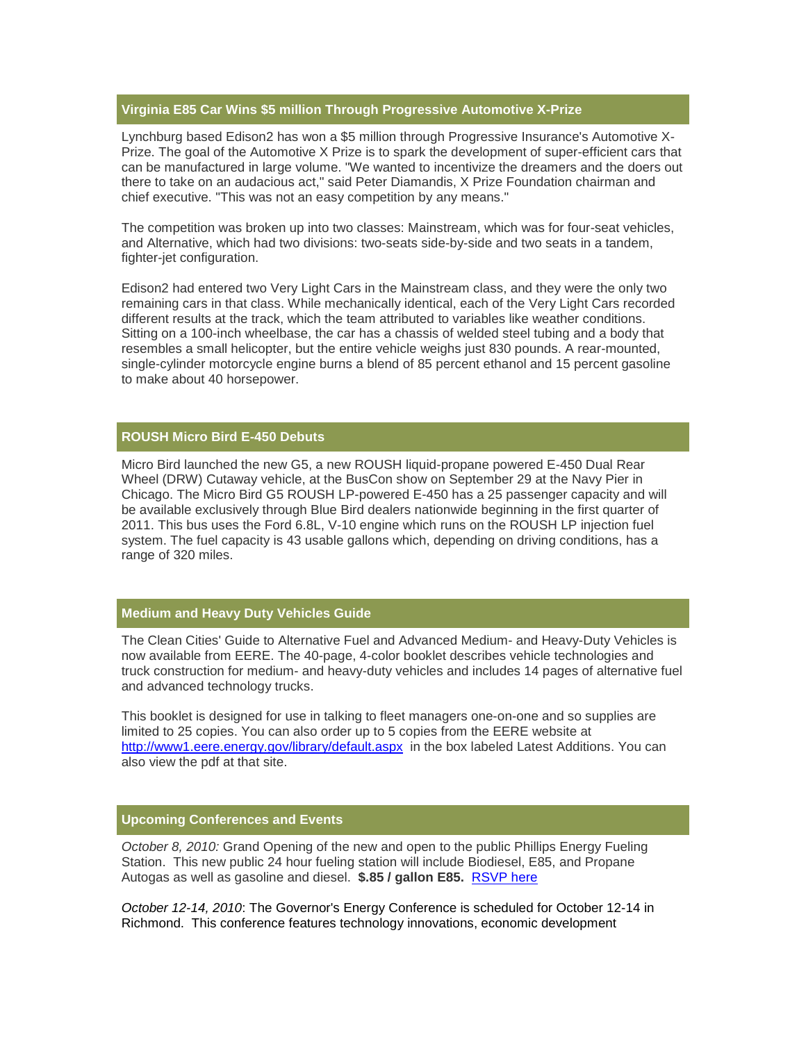## Virginia E85 Car Wins $5 million Through Progressive Automotive X-Prize

Lynchburg based Edison2 has won a $5 million through Progressive Insurance's Automotive X-Prize. The goal of the Automotive X Prize is to spark the development of super-efficient cars that can be manufactured in large volume. "We wanted to incentivize the dreamers and the doers out there to take on an audacious act," said Peter Diamandis, X Prize Foundation chairman and chief executive. "This was not an easy competition by any means."

The competition was broken up into two classes: Mainstream, which was for four-seat vehicles, and Alternative, which had two divisions: two-seats side-by-side and two seats in a tandem, fighter-jet configuration.

Edison2 had entered two Very Light Cars in the Mainstream class, and they were the only two remaining cars in that class. While mechanically identical, each of the Very Light Cars recorded different results at the track, which the team attributed to variables like weather conditions. Sitting on a 100-inch wheelbase, the car has a chassis of welded steel tubing and a body that resembles a small helicopter, but the entire vehicle weighs just 830 pounds. A rear-mounted, single-cylinder motorcycle engine burns a blend of 85 percent ethanol and 15 percent gasoline to make about 40 horsepower.

## ROUSH Micro Bird E-450 Debuts

Micro Bird launched the new G5, a new ROUSH liquid-propane powered E-450 Dual Rear Wheel (DRW) Cutaway vehicle, at the BusCon show on September 29 at the Navy Pier in Chicago. The Micro Bird G5 ROUSH LP-powered E-450 has a 25 passenger capacity and will be available exclusively through Blue Bird dealers nationwide beginning in the first quarter of 2011. This bus uses the Ford 6.8L, V-10 engine which runs on the ROUSH LP injection fuel system. The fuel capacity is 43 usable gallons which, depending on driving conditions, has a range of 320 miles.

## Medium and Heavy Duty Vehicles Guide

The Clean Cities' Guide to Alternative Fuel and Advanced Medium- and Heavy-Duty Vehicles is now available from EERE. The 40-page, 4-color booklet describes vehicle technologies and truck construction for medium- and heavy-duty vehicles and includes 14 pages of alternative fuel and advanced technology trucks.

This booklet is designed for use in talking to fleet managers one-on-one and so supplies are limited to 25 copies. You can also order up to 5 copies from the EERE website at [http://www1.eere.energy.gov/library/default.aspx](http://www1.eere.energy.gov/library/default.aspx) in the box labeled Latest Additions. You can also view the pdf at that site.

## Upcoming Conferences and Events

*October 8, 2010:* Grand Opening of the new and open to the public Phillips Energy Fueling Station. This new public 24 hour fueling station will include Biodiesel, E85, and Propane Autogas as well as gasoline and diesel. **$.85 / gallon E85.** RSVP here

*October 12-14, 2010*: The Governor's Energy Conference is scheduled for October 12-14 in Richmond. This conference features technology innovations, economic development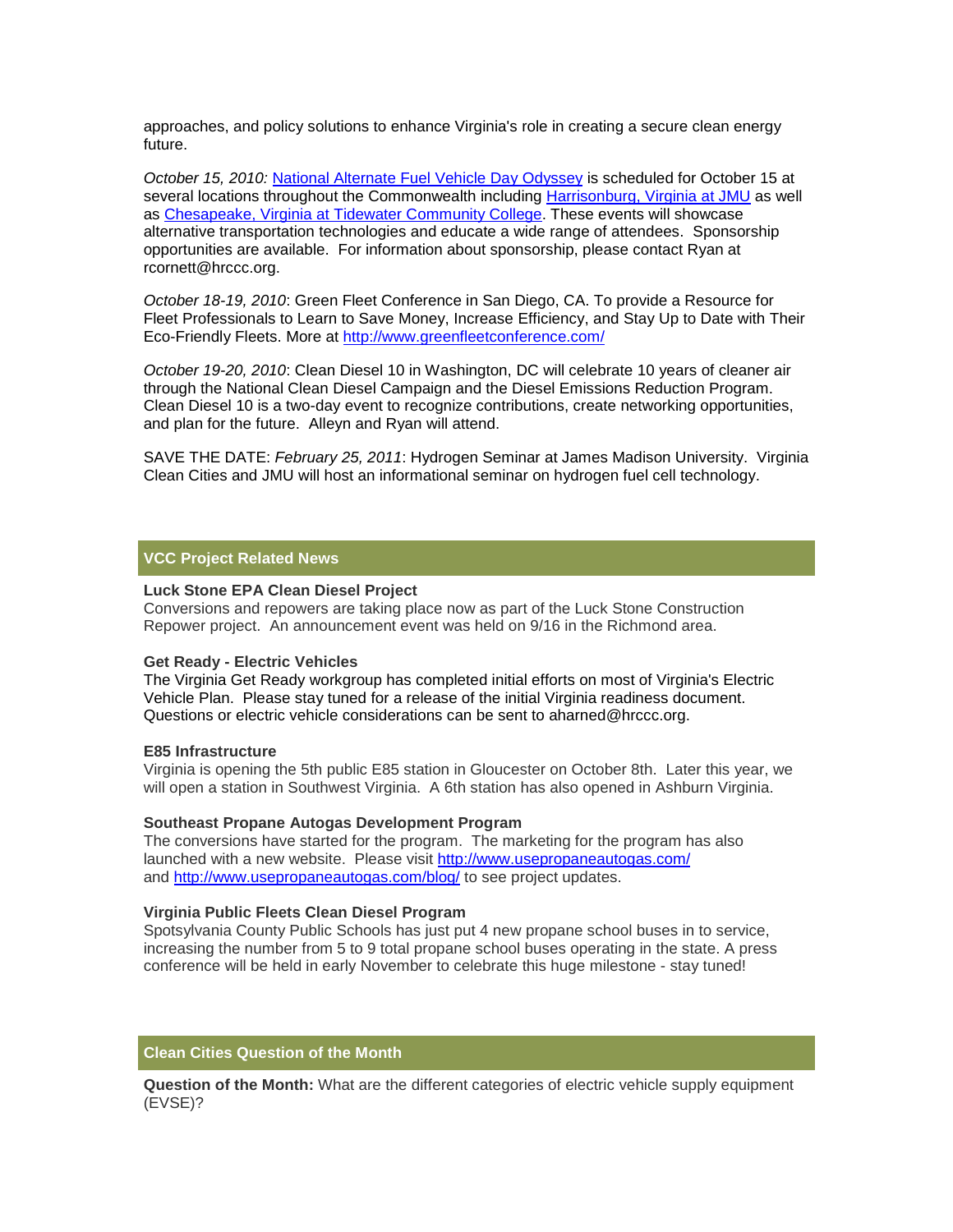approaches, and policy solutions to enhance Virginia's role in creating a secure clean energy future.

*October 15, 2010:* [National Alternate Fuel Vehicle Day Odyssey] is scheduled for October 15 at several locations throughout the Commonwealth including [Harrisonburg, Virginia at JMU] as well as [Chesapeake, Virginia at Tidewater Community College]. These events will showcase alternative transportation technologies and educate a wide range of attendees. Sponsorship opportunities are available. For information about sponsorship, please contact Ryan at rcornett@hrccc.org.

*October 18-19, 2010*: Green Fleet Conference in San Diego, CA. To provide a Resource for Fleet Professionals to Learn to Save Money, Increase Efficiency, and Stay Up to Date with Their Eco-Friendly Fleets. More at http://www.greenfleetconference.com/

*October 19-20, 2010*: Clean Diesel 10 in Washington, DC will celebrate 10 years of cleaner air through the National Clean Diesel Campaign and the Diesel Emissions Reduction Program. Clean Diesel 10 is a two-day event to recognize contributions, create networking opportunities, and plan for the future. Alleyn and Ryan will attend.

SAVE THE DATE: *February 25, 2011*: Hydrogen Seminar at James Madison University. Virginia Clean Cities and JMU will host an informational seminar on hydrogen fuel cell technology.

## VCC Project Related News

**Luck Stone EPA Clean Diesel Project**
Conversions and repowers are taking place now as part of the Luck Stone Construction Repower project. An announcement event was held on 9/16 in the Richmond area.

**Get Ready - Electric Vehicles**
The Virginia Get Ready workgroup has completed initial efforts on most of Virginia's Electric Vehicle Plan. Please stay tuned for a release of the initial Virginia readiness document. Questions or electric vehicle considerations can be sent to aharned@hrccc.org.

**E85 Infrastructure**
Virginia is opening the 5th public E85 station in Gloucester on October 8th. Later this year, we will open a station in Southwest Virginia. A 6th station has also opened in Ashburn Virginia.

**Southeast Propane Autogas Development Program**
The conversions have started for the program. The marketing for the program has also launched with a new website. Please visit http://www.usepropaneautogas.com/ and http://www.usepropaneautogas.com/blog/ to see project updates.

**Virginia Public Fleets Clean Diesel Program**
Spotsylvania County Public Schools has just put 4 new propane school buses in to service, increasing the number from 5 to 9 total propane school buses operating in the state. A press conference will be held in early November to celebrate this huge milestone - stay tuned!

## Clean Cities Question of the Month

**Question of the Month:** What are the different categories of electric vehicle supply equipment (EVSE)?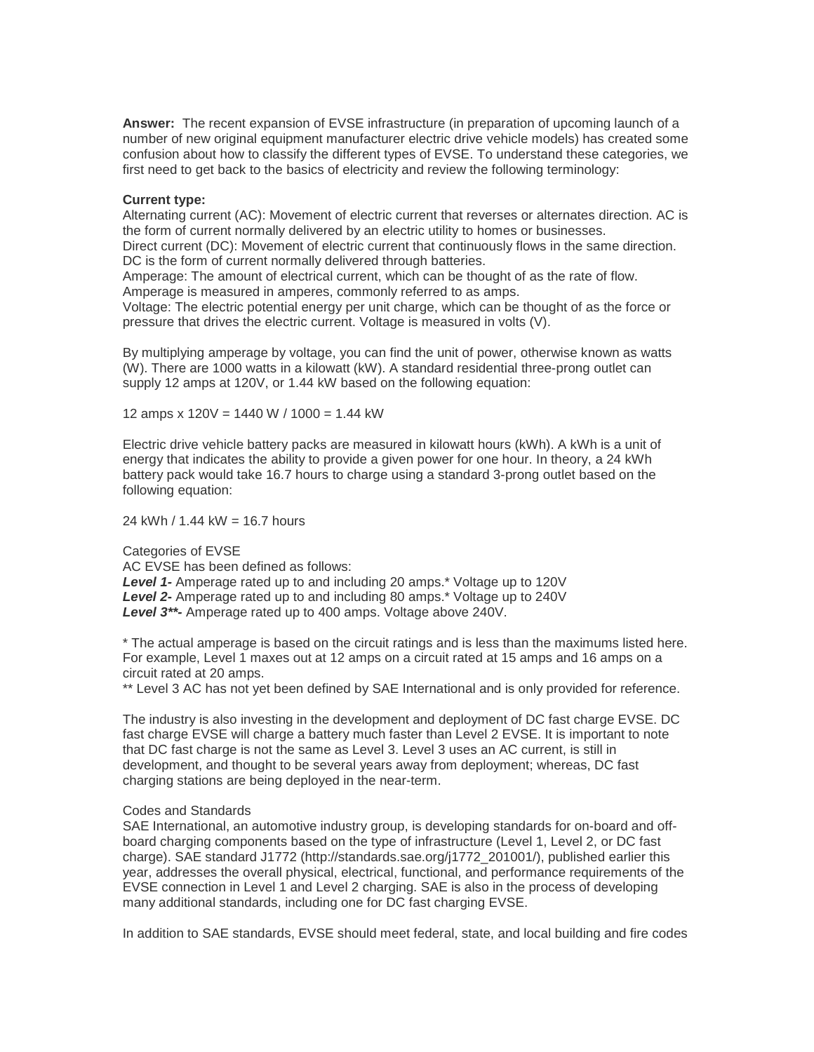**Answer:** The recent expansion of EVSE infrastructure (in preparation of upcoming launch of a number of new original equipment manufacturer electric drive vehicle models) has created some confusion about how to classify the different types of EVSE. To understand these categories, we first need to get back to the basics of electricity and review the following terminology:

**Current type:**

Alternating current (AC): Movement of electric current that reverses or alternates direction. AC is the form of current normally delivered by an electric utility to homes or businesses.

Direct current (DC): Movement of electric current that continuously flows in the same direction. DC is the form of current normally delivered through batteries.

Amperage: The amount of electrical current, which can be thought of as the rate of flow. Amperage is measured in amperes, commonly referred to as amps.

Voltage: The electric potential energy per unit charge, which can be thought of as the force or pressure that drives the electric current. Voltage is measured in volts (V).

By multiplying amperage by voltage, you can find the unit of power, otherwise known as watts (W). There are 1000 watts in a kilowatt (kW). A standard residential three-prong outlet can supply 12 amps at 120V, or 1.44 kW based on the following equation:

12 amps x 120V = 1440 W / 1000 = 1.44 kW

Electric drive vehicle battery packs are measured in kilowatt hours (kWh). A kWh is a unit of energy that indicates the ability to provide a given power for one hour. In theory, a 24 kWh battery pack would take 16.7 hours to charge using a standard 3-prong outlet based on the following equation:

24 kWh / 1.44 kW = 16.7 hours

Categories of EVSE

AC EVSE has been defined as follows:

***Level 1-*** Amperage rated up to and including 20 amps.* Voltage up to 120V

***Level 2-*** Amperage rated up to and including 80 amps.* Voltage up to 240V

***Level 3**-*** Amperage rated up to 400 amps. Voltage above 240V.

* The actual amperage is based on the circuit ratings and is less than the maximums listed here. For example, Level 1 maxes out at 12 amps on a circuit rated at 15 amps and 16 amps on a circuit rated at 20 amps.

** Level 3 AC has not yet been defined by SAE International and is only provided for reference.

The industry is also investing in the development and deployment of DC fast charge EVSE. DC fast charge EVSE will charge a battery much faster than Level 2 EVSE. It is important to note that DC fast charge is not the same as Level 3. Level 3 uses an AC current, is still in development, and thought to be several years away from deployment; whereas, DC fast charging stations are being deployed in the near-term.

Codes and Standards

SAE International, an automotive industry group, is developing standards for on-board and off-board charging components based on the type of infrastructure (Level 1, Level 2, or DC fast charge). SAE standard J1772 (http://standards.sae.org/j1772_201001/), published earlier this year, addresses the overall physical, electrical, functional, and performance requirements of the EVSE connection in Level 1 and Level 2 charging. SAE is also in the process of developing many additional standards, including one for DC fast charging EVSE.

In addition to SAE standards, EVSE should meet federal, state, and local building and fire codes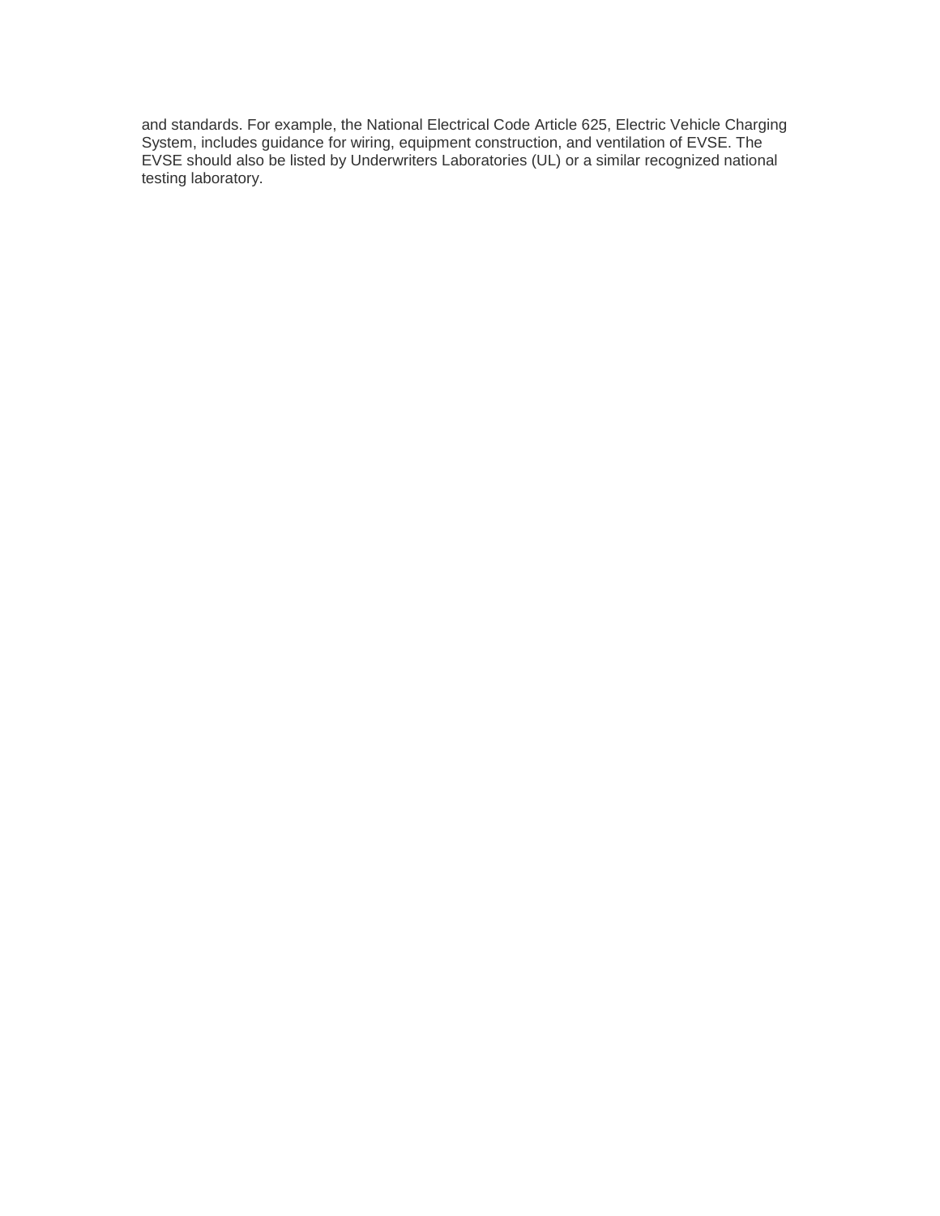and standards. For example, the National Electrical Code Article 625, Electric Vehicle Charging System, includes guidance for wiring, equipment construction, and ventilation of EVSE. The EVSE should also be listed by Underwriters Laboratories (UL) or a similar recognized national testing laboratory.